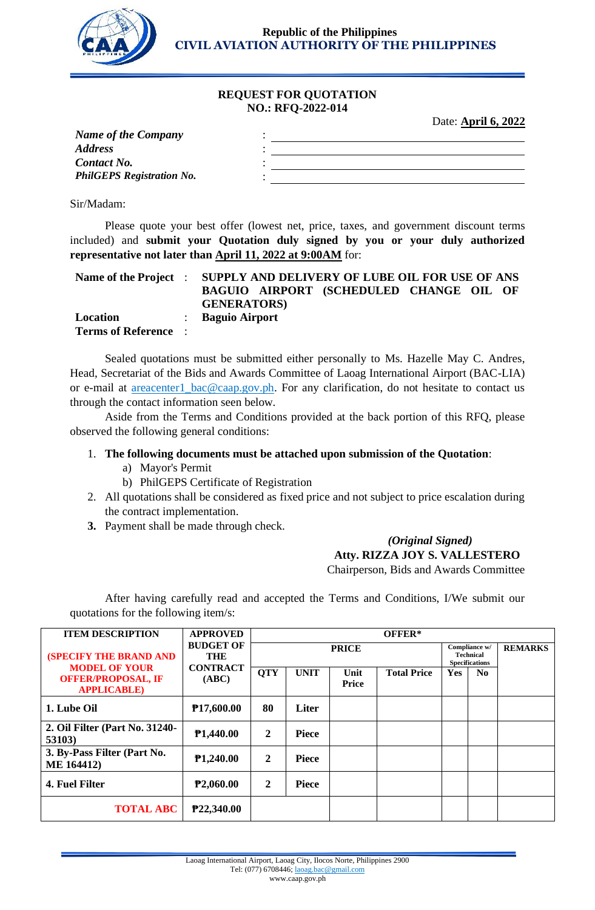Republic of the Philippines
**CIVIL AVIATION AUTHORITY OF THE PHILIPPINES**

## REQUEST FOR QUOTATION
## NO.: RFQ-2022-014

Date: **April 6, 2022**

| | | |
|---|---|---|
| ***Name of the Company*** | : | ______________________ |
| ***Address*** | : | ______________________ |
| ***Contact No.*** | : | ______________________ |
| ***PhilGEPS Registration No.*** | : | ______________________ |

Sir/Madam:

Please quote your best offer (lowest net, price, taxes, and government discount terms included) and **submit your Quotation duly signed by you or your duly authorized representative not later than April 11, 2022 at 9:00AM** for:

| | | |
|---|---|---|
| **Name of the Project** | : | **SUPPLY AND DELIVERY OF LUBE OIL FOR USE OF ANS BAGUIO AIRPORT (SCHEDULED CHANGE OIL OF GENERATORS)** |
| **Location** | : | **Baguio Airport** |
| **Terms of Reference** | : | |

Sealed quotations must be submitted either personally to Ms. Hazelle May C. Andres, Head, Secretariat of the Bids and Awards Committee of Laoag International Airport (BAC-LIA) or e-mail at areacenter1_bac@caap.gov.ph. For any clarification, do not hesitate to contact us through the contact information seen below.

Aside from the Terms and Conditions provided at the back portion of this RFQ, please observed the following general conditions:

1. **The following documents must be attached upon submission of the Quotation**:
   a) Mayor's Permit
   b) PhilGEPS Certificate of Registration
2. All quotations shall be considered as fixed price and not subject to price escalation during the contract implementation.
3. Payment shall be made through check.

*(Original Signed)*
**Atty. RIZZA JOY S. VALLESTERO**
Chairperson, Bids and Awards Committee

After having carefully read and accepted the Terms and Conditions, I/We submit our quotations for the following item/s:

| ITEM DESCRIPTION (SPECIFY THE BRAND AND MODEL OF YOUR OFFER/PROPOSAL, IF APPLICABLE) | APPROVED BUDGET OF THE CONTRACT (ABC) | OFFER* | | | | | | |
|---|---|---|---|---|---|---|---|---|
| | | PRICE | | | | Compliance w/ Technical Specifications | | REMARKS |
| | | QTY | UNIT | Unit Price | Total Price | Yes | No | |
| **1. Lube Oil** | **₱17,600.00** | **80** | **Liter** | | | | | |
| **2. Oil Filter (Part No. 31240-53103)** | **₱1,440.00** | **2** | **Piece** | | | | | |
| **3. By-Pass Filter (Part No. ME 164412)** | **₱1,240.00** | **2** | **Piece** | | | | | |
| **4. Fuel Filter** | **₱2,060.00** | **2** | **Piece** | | | | | |
| **TOTAL ABC** | **₱22,340.00** | | | | | | | |

Laoag International Airport, Laoag City, Ilocos Norte, Philippines 2900
Tel: (077) 6708446; laoag.bac@gmail.com
www.caap.gov.ph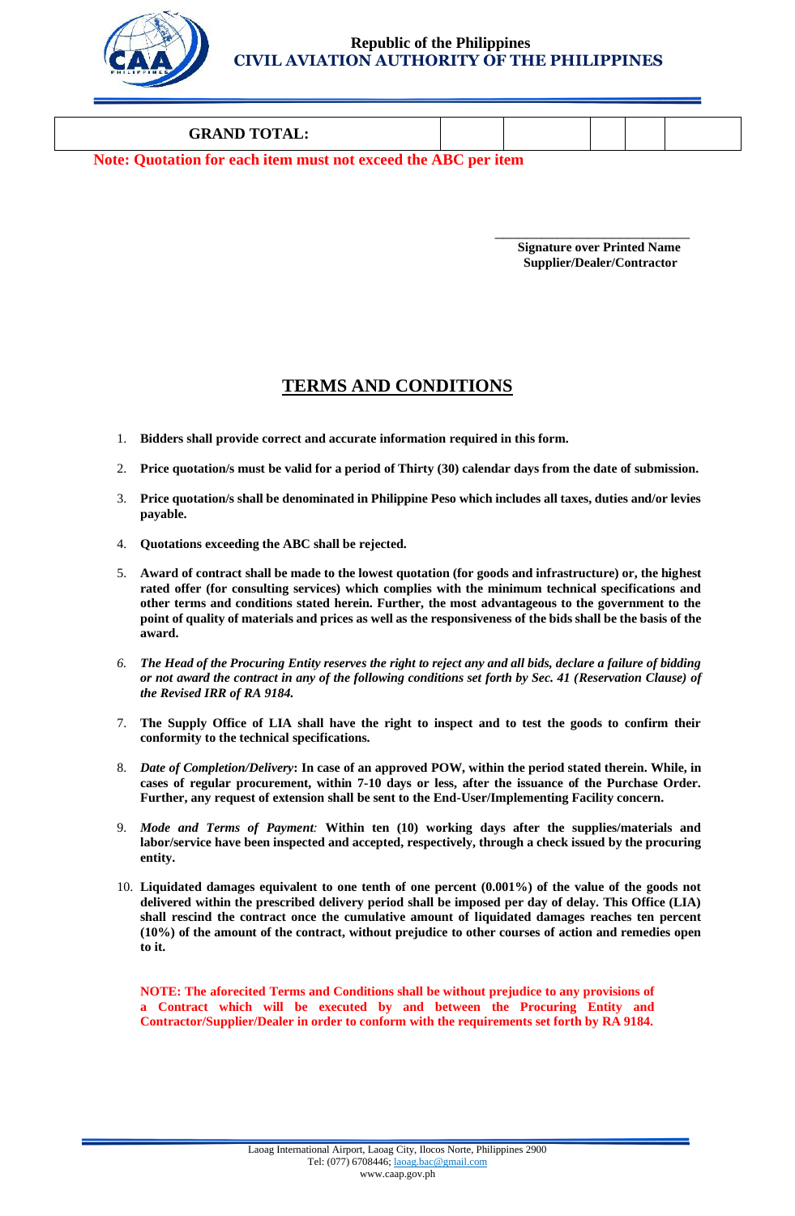| GRAND TOTAL: | | | | | |
|---|---|---|---|---|---|

**Note: Quotation for each item must not exceed the ABC per item**

_______________________________
**Signature over Printed Name**
**Supplier/Dealer/Contractor**

## TERMS AND CONDITIONS

1. **Bidders shall provide correct and accurate information required in this form.**
2. **Price quotation/s must be valid for a period of Thirty (30) calendar days from the date of submission.**
3. **Price quotation/s shall be denominated in Philippine Peso which includes all taxes, duties and/or levies payable.**
4. **Quotations exceeding the ABC shall be rejected.**
5. **Award of contract shall be made to the lowest quotation (for goods and infrastructure) or, the highest rated offer (for consulting services) which complies with the minimum technical specifications and other terms and conditions stated herein. Further, the most advantageous to the government to the point of quality of materials and prices as well as the responsiveness of the bids shall be the basis of the award.**
6. ***The Head of the Procuring Entity reserves the right to reject any and all bids, declare a failure of bidding or not award the contract in any of the following conditions set forth by Sec. 41 (Reservation Clause) of the Revised IRR of RA 9184.***
7. **The Supply Office of LIA shall have the right to inspect and to test the goods to confirm their conformity to the technical specifications.**
8. ***Date of Completion/Delivery*: In case of an approved POW, within the period stated therein. While, in cases of regular procurement, within 7-10 days or less, after the issuance of the Purchase Order. Further, any request of extension shall be sent to the End-User/Implementing Facility concern.**
9. ***Mode and Terms of Payment*: Within ten (10) working days after the supplies/materials and labor/service have been inspected and accepted, respectively, through a check issued by the procuring entity.**
10. **Liquidated damages equivalent to one tenth of one percent (0.001%) of the value of the goods not delivered within the prescribed delivery period shall be imposed per day of delay. This Office (LIA) shall rescind the contract once the cumulative amount of liquidated damages reaches ten percent (10%) of the amount of the contract, without prejudice to other courses of action and remedies open to it.**

**NOTE: The aforecited Terms and Conditions shall be without prejudice to any provisions of a Contract which will be executed by and between the Procuring Entity and Contractor/Supplier/Dealer in order to conform with the requirements set forth by RA 9184.**